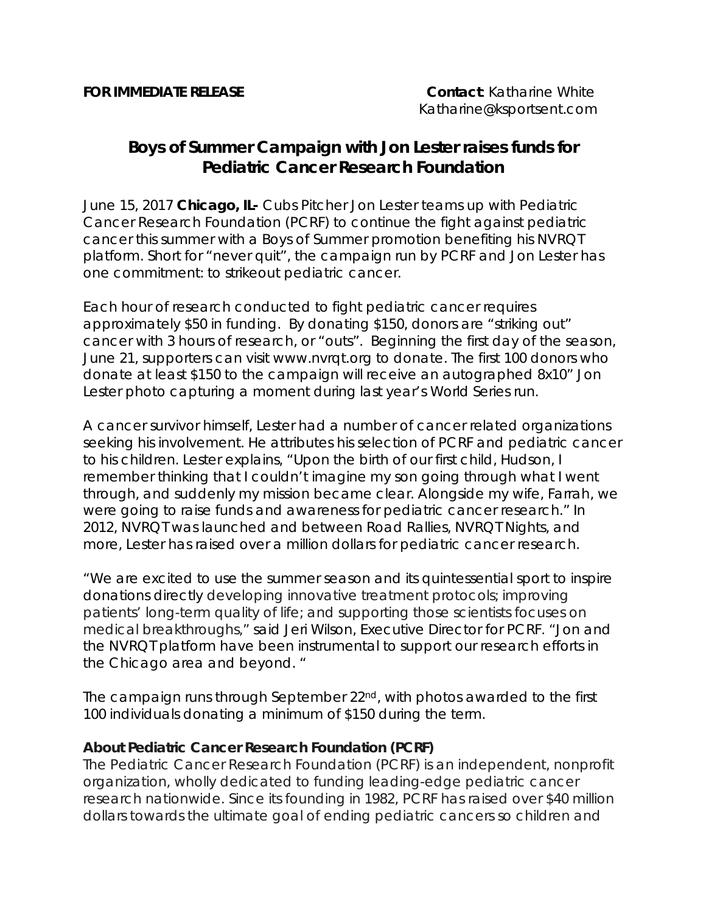**FOR IMMEDIATE RELEASE**

**Contact**: Katharine White
Katharine@ksportsent.com

# Boys of Summer Campaign with Jon Lester raises funds for Pediatric Cancer Research Foundation

June 15, 2017 **Chicago, IL-** Cubs Pitcher Jon Lester teams up with Pediatric Cancer Research Foundation (PCRF) to continue the fight against pediatric cancer this summer with a Boys of Summer promotion benefiting his NVRQT platform. Short for "never quit", the campaign run by PCRF and Jon Lester has one commitment: to strikeout pediatric cancer.

Each hour of research conducted to fight pediatric cancer requires approximately $50 in funding. By donating $150, donors are "striking out" cancer with 3 hours of research, or "outs". Beginning the first day of the season, June 21, supporters can visit www.nvrqt.org to donate. The first 100 donors who donate at least $150 to the campaign will receive an autographed 8x10" Jon Lester photo capturing a moment during last year's World Series run.

A cancer survivor himself, Lester had a number of cancer related organizations seeking his involvement. He attributes his selection of PCRF and pediatric cancer to his children. Lester explains, "Upon the birth of our first child, Hudson, I remember thinking that I couldn't imagine my son going through what I went through, and suddenly my mission became clear. Alongside my wife, Farrah, we were going to raise funds and awareness for pediatric cancer research." In 2012, NVRQT was launched and between Road Rallies, NVRQT Nights, and more, Lester has raised over a million dollars for pediatric cancer research.

"We are excited to use the summer season and its quintessential sport to inspire donations directly developing innovative treatment protocols; improving patients' long-term quality of life; and supporting those scientists focuses on medical breakthroughs," said Jeri Wilson, Executive Director for PCRF. "Jon and the NVRQT platform have been instrumental to support our research efforts in the Chicago area and beyond. "

The campaign runs through September 22nd, with photos awarded to the first 100 individuals donating a minimum of $150 during the term.

**About Pediatric Cancer Research Foundation (PCRF)**

The Pediatric Cancer Research Foundation (PCRF) is an independent, nonprofit organization, wholly dedicated to funding leading-edge pediatric cancer research nationwide. Since its founding in 1982, PCRF has raised over $40 million dollars towards the ultimate goal of ending pediatric cancers so children and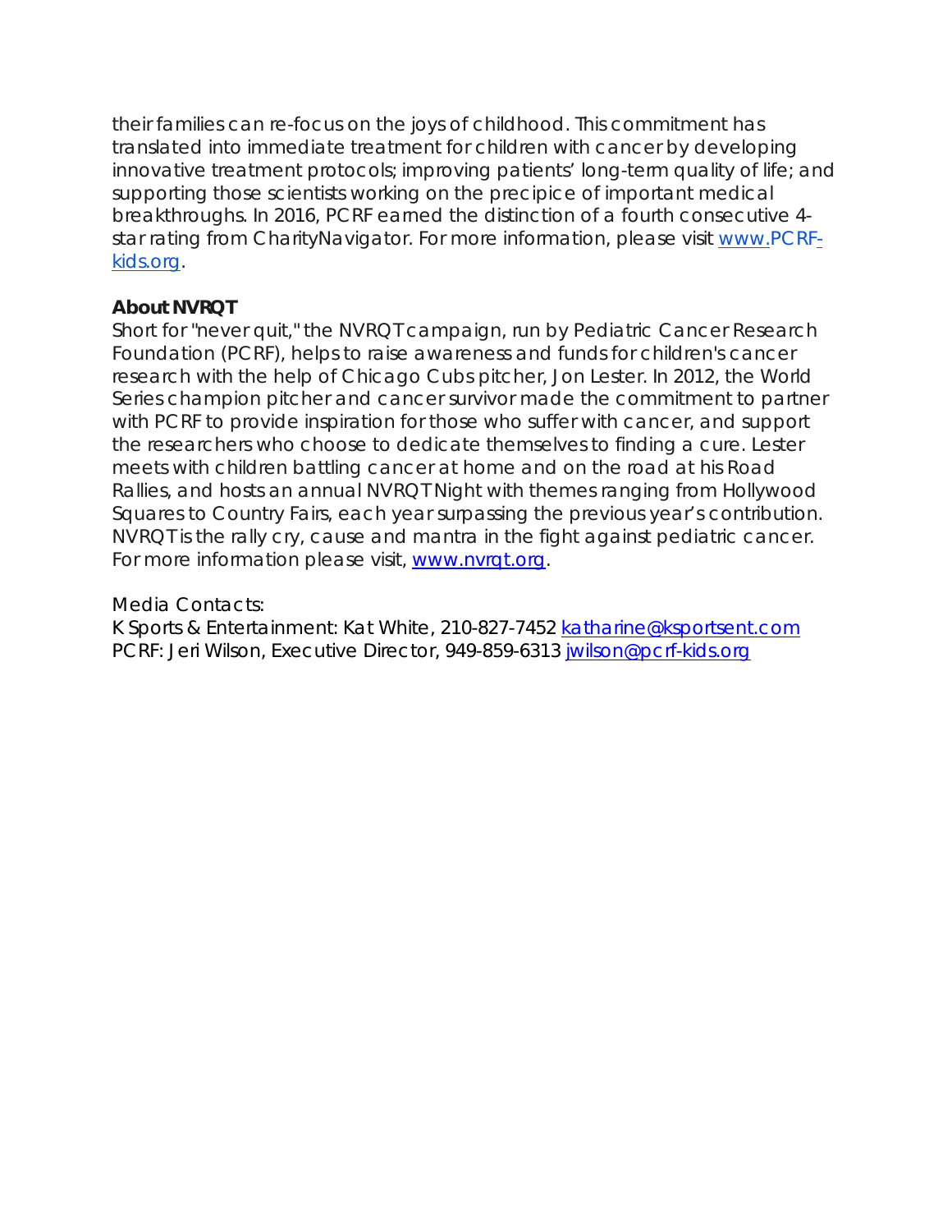their families can re-focus on the joys of childhood. This commitment has translated into immediate treatment for children with cancer by developing innovative treatment protocols; improving patients' long-term quality of life; and supporting those scientists working on the precipice of important medical breakthroughs. In 2016, PCRF earned the distinction of a fourth consecutive 4-star rating from CharityNavigator. For more information, please visit [www.PCRF-kids.org](http://www.PCRF-kids.org).

**About NVRQT**

Short for "never quit," the NVRQT campaign, run by Pediatric Cancer Research Foundation (PCRF), helps to raise awareness and funds for children's cancer research with the help of Chicago Cubs pitcher, Jon Lester. In 2012, the World Series champion pitcher and cancer survivor made the commitment to partner with PCRF to provide inspiration for those who suffer with cancer, and support the researchers who choose to dedicate themselves to finding a cure. Lester meets with children battling cancer at home and on the road at his Road Rallies, and hosts an annual NVRQT Night with themes ranging from Hollywood Squares to Country Fairs, each year surpassing the previous year's contribution. NVRQT is the rally cry, cause and mantra in the fight against pediatric cancer. For more information please visit, [www.nvrqt.org](http://www.nvrqt.org).

Media Contacts:
K Sports & Entertainment: Kat White, 210-827-7452 [katharine@ksportsent.com](mailto:katharine@ksportsent.com)
PCRF: Jeri Wilson, Executive Director, 949-859-6313 [jwilson@pcrf-kids.org](mailto:jwilson@pcrf-kids.org)